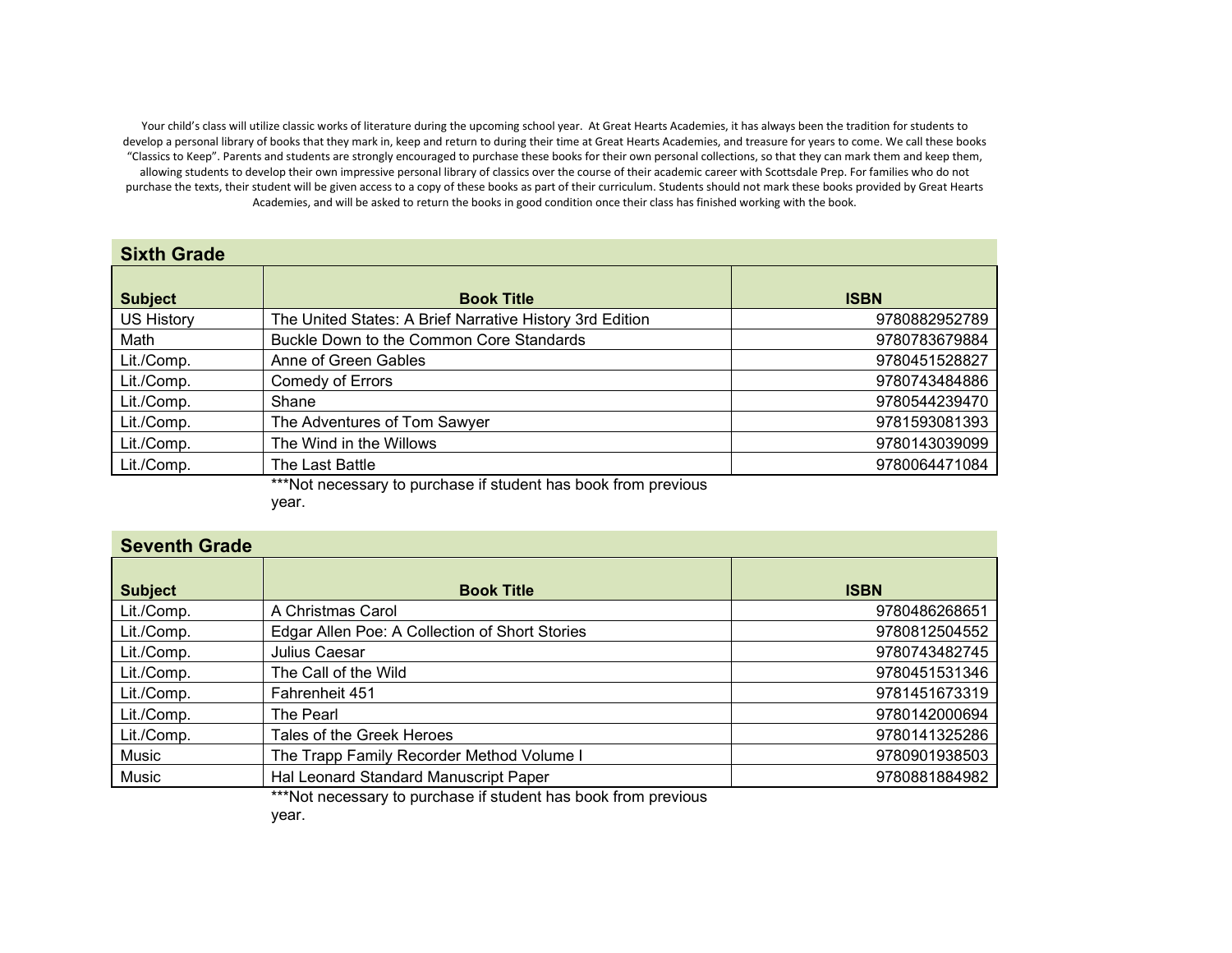Your child's class will utilize classic works of literature during the upcoming school year. At Great Hearts Academies, it has always been the tradition for students to develop a personal library of books that they mark in, keep and return to during their time at Great Hearts Academies, and treasure for years to come. We call these books "Classics to Keep". Parents and students are strongly encouraged to purchase these books for their own personal collections, so that they can mark them and keep them, allowing students to develop their own impressive personal library of classics over the course of their academic career with Scottsdale Prep. For families who do not purchase the texts, their student will be given access to a copy of these books as part of their curriculum. Students should not mark these books provided by Great Hearts Academies, and will be asked to return the books in good condition once their class has finished working with the book.

## Sixth Grade

| Subject | Book Title | ISBN |
|---|---|---|
| US History | The United States: A Brief Narrative History 3rd Edition | 9780882952789 |
| Math | Buckle Down to the Common Core Standards | 9780783679884 |
| Lit./Comp. | Anne of Green Gables | 9780451528827 |
| Lit./Comp. | Comedy of Errors | 9780743484886 |
| Lit./Comp. | Shane | 9780544239470 |
| Lit./Comp. | The Adventures of Tom Sawyer | 9781593081393 |
| Lit./Comp. | The Wind in the Willows | 9780143039099 |
| Lit./Comp. | The Last Battle | 9780064471084 |

***Not necessary to purchase if student has book from previous year.

## Seventh Grade

| Subject | Book Title | ISBN |
|---|---|---|
| Lit./Comp. | A Christmas Carol | 9780486268651 |
| Lit./Comp. | Edgar Allen Poe: A Collection of Short Stories | 9780812504552 |
| Lit./Comp. | Julius Caesar | 9780743482745 |
| Lit./Comp. | The Call of the Wild | 9780451531346 |
| Lit./Comp. | Fahrenheit 451 | 9781451673319 |
| Lit./Comp. | The Pearl | 9780142000694 |
| Lit./Comp. | Tales of the Greek Heroes | 9780141325286 |
| Music | The Trapp Family Recorder Method Volume I | 9780901938503 |
| Music | Hal Leonard Standard Manuscript Paper | 9780881884982 |

***Not necessary to purchase if student has book from previous year.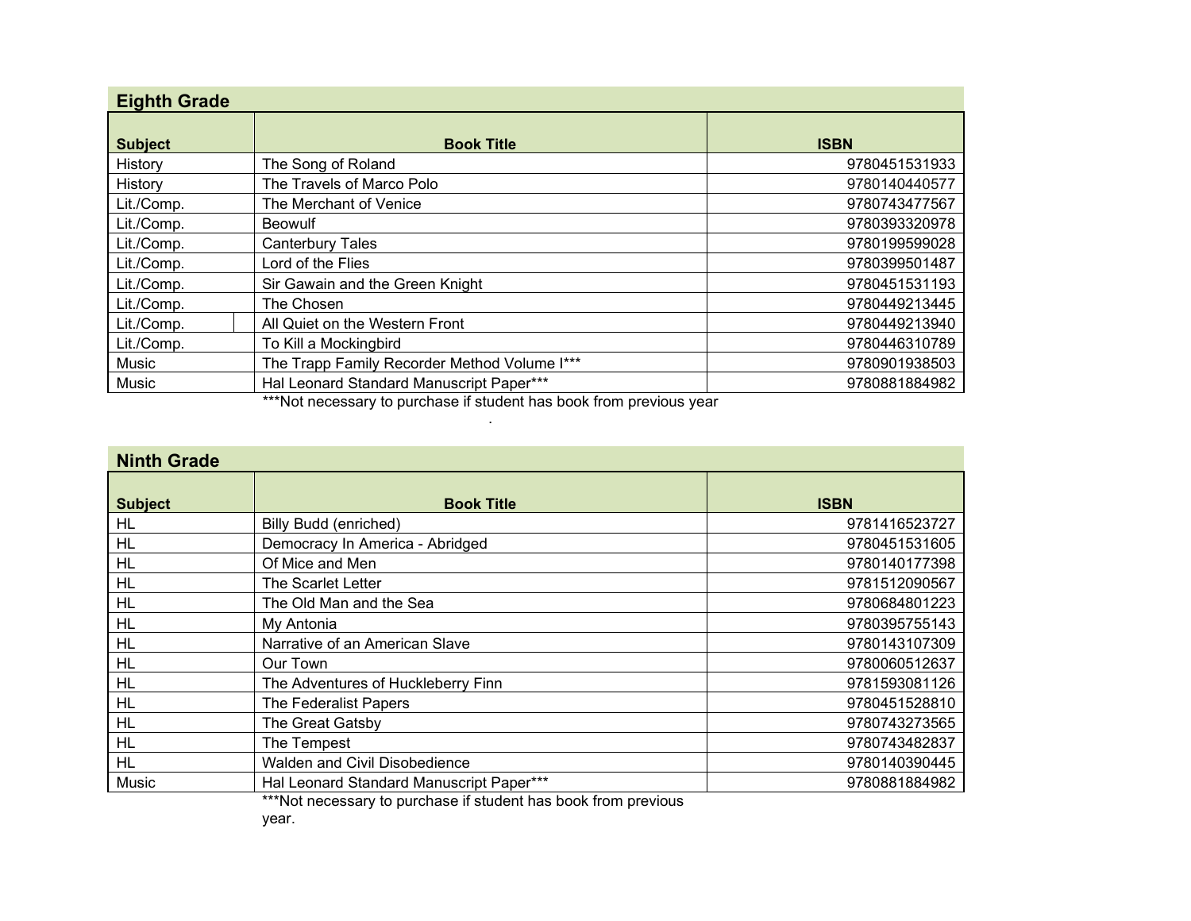## Eighth Grade

| Subject | Book Title | ISBN |
|---|---|---|
| History | The Song of Roland | 9780451531933 |
| History | The Travels of Marco Polo | 9780140440577 |
| Lit./Comp. | The Merchant of Venice | 9780743477567 |
| Lit./Comp. | Beowulf | 9780393320978 |
| Lit./Comp. | Canterbury Tales | 9780199599028 |
| Lit./Comp. | Lord of the Flies | 9780399501487 |
| Lit./Comp. | Sir Gawain and the Green Knight | 9780451531193 |
| Lit./Comp. | The Chosen | 9780449213445 |
| Lit./Comp. | All Quiet on the Western Front | 9780449213940 |
| Lit./Comp. | To Kill a Mockingbird | 9780446310789 |
| Music | The Trapp Family Recorder Method Volume I*** | 9780901938503 |
| Music | Hal Leonard Standard Manuscript Paper*** | 9780881884982 |

***Not necessary to purchase if student has book from previous year

.

## Ninth Grade

| Subject | Book Title | ISBN |
|---|---|---|
| HL | Billy Budd (enriched) | 9781416523727 |
| HL | Democracy In America - Abridged | 9780451531605 |
| HL | Of Mice and Men | 9780140177398 |
| HL | The Scarlet Letter | 9781512090567 |
| HL | The Old Man and the Sea | 9780684801223 |
| HL | My Antonia | 9780395755143 |
| HL | Narrative of an American Slave | 9780143107309 |
| HL | Our Town | 9780060512637 |
| HL | The Adventures of Huckleberry Finn | 9781593081126 |
| HL | The Federalist Papers | 9780451528810 |
| HL | The Great Gatsby | 9780743273565 |
| HL | The Tempest | 9780743482837 |
| HL | Walden and Civil Disobedience | 9780140390445 |
| Music | Hal Leonard Standard Manuscript Paper*** | 9780881884982 |

***Not necessary to purchase if student has book from previous year.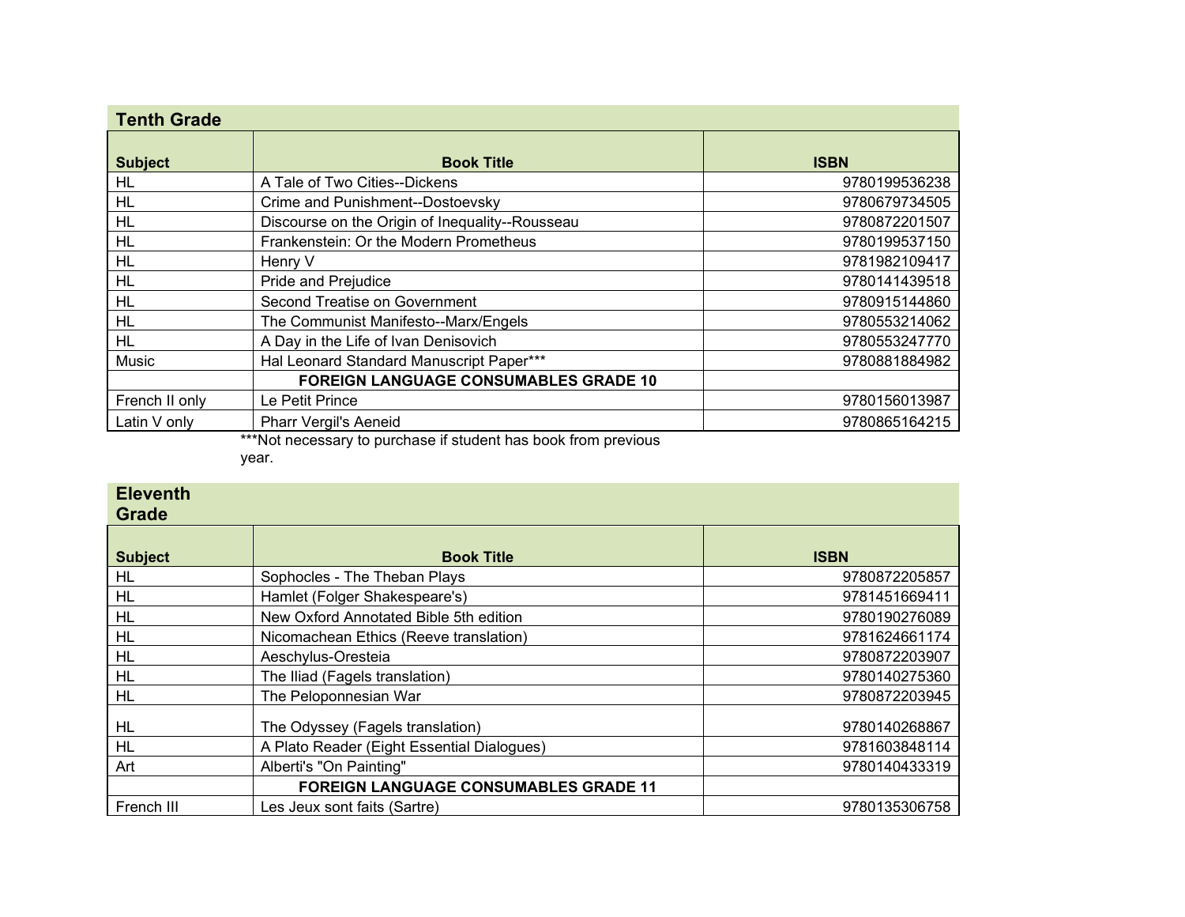## Tenth Grade

| Subject | Book Title | ISBN |
|---|---|---|
| HL | A Tale of Two Cities--Dickens | 9780199536238 |
| HL | Crime and Punishment--Dostoevsky | 9780679734505 |
| HL | Discourse on the Origin of Inequality--Rousseau | 9780872201507 |
| HL | Frankenstein: Or the Modern Prometheus | 9780199537150 |
| HL | Henry V | 9781982109417 |
| HL | Pride and Prejudice | 9780141439518 |
| HL | Second Treatise on Government | 9780915144860 |
| HL | The Communist Manifesto--Marx/Engels | 9780553214062 |
| HL | A Day in the Life of Ivan Denisovich | 9780553247770 |
| Music | Hal Leonard Standard Manuscript Paper*** | 9780881884982 |
| | **FOREIGN LANGUAGE CONSUMABLES GRADE 10** | |
| French II only | Le Petit Prince | 9780156013987 |
| Latin V only | Pharr Vergil's Aeneid | 9780865164215 |

***Not necessary to purchase if student has book from previous year.

## Eleventh Grade

| Subject | Book Title | ISBN |
|---|---|---|
| HL | Sophocles - The Theban Plays | 9780872205857 |
| HL | Hamlet (Folger Shakespeare's) | 9781451669411 |
| HL | New Oxford Annotated Bible 5th edition | 9780190276089 |
| HL | Nicomachean Ethics (Reeve translation) | 9781624661174 |
| HL | Aeschylus-Oresteia | 9780872203907 |
| HL | The Iliad (Fagels translation) | 9780140275360 |
| HL | The Peloponnesian War | 9780872203945 |
| HL | The Odyssey (Fagels translation) | 9780140268867 |
| HL | A Plato Reader (Eight Essential Dialogues) | 9781603848114 |
| Art | Alberti's "On Painting" | 9780140433319 |
| | **FOREIGN LANGUAGE CONSUMABLES GRADE 11** | |
| French III | Les Jeux sont faits (Sartre) | 9780135306758 |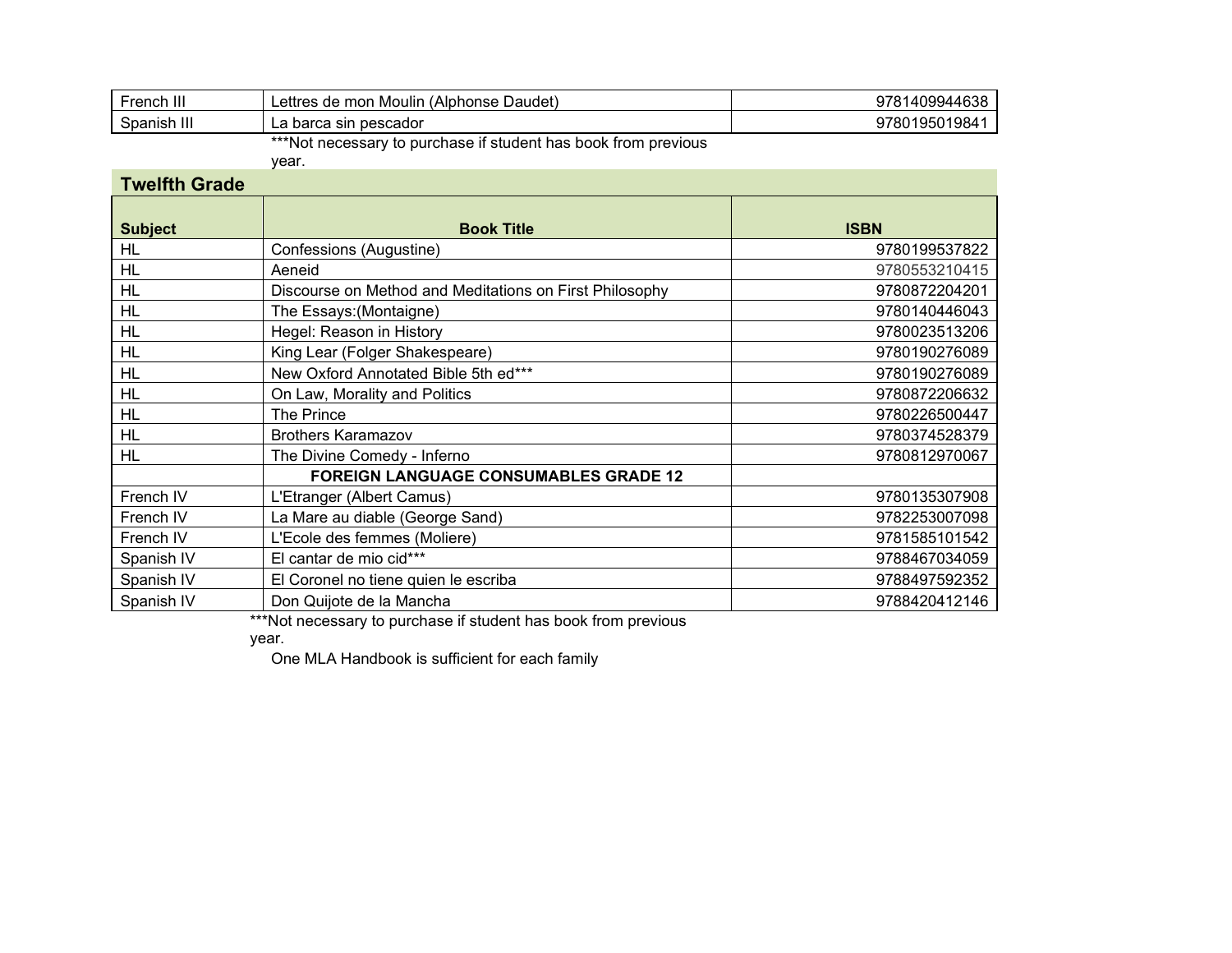| | | |
|---|---|---|
| French III | Lettres de mon Moulin (Alphonse Daudet) | 9781409944638 |
| Spanish III | La barca sin pescador | 9780195019841 |

***Not necessary to purchase if student has book from previous year.

## Twelfth Grade

| Subject | Book Title | ISBN |
|---|---|---|
| HL | Confessions (Augustine) | 9780199537822 |
| HL | Aeneid | 9780553210415 |
| HL | Discourse on Method and Meditations on First Philosophy | 9780872204201 |
| HL | The Essays:(Montaigne) | 9780140446043 |
| HL | Hegel: Reason in History | 9780023513206 |
| HL | King Lear (Folger Shakespeare) | 9780190276089 |
| HL | New Oxford Annotated Bible 5th ed*** | 9780190276089 |
| HL | On Law, Morality and Politics | 9780872206632 |
| HL | The Prince | 9780226500447 |
| HL | Brothers Karamazov | 9780374528379 |
| HL | The Divine Comedy - Inferno | 9780812970067 |
| | **FOREIGN LANGUAGE CONSUMABLES GRADE 12** | |
| French IV | L'Etranger (Albert Camus) | 9780135307908 |
| French IV | La Mare au diable (George Sand) | 9782253007098 |
| French IV | L'Ecole des femmes (Moliere) | 9781585101542 |
| Spanish IV | El cantar de mio cid*** | 9788467034059 |
| Spanish IV | El Coronel no tiene quien le escriba | 9788497592352 |
| Spanish IV | Don Quijote de la Mancha | 9788420412146 |

***Not necessary to purchase if student has book from previous year.

One MLA Handbook is sufficient for each family